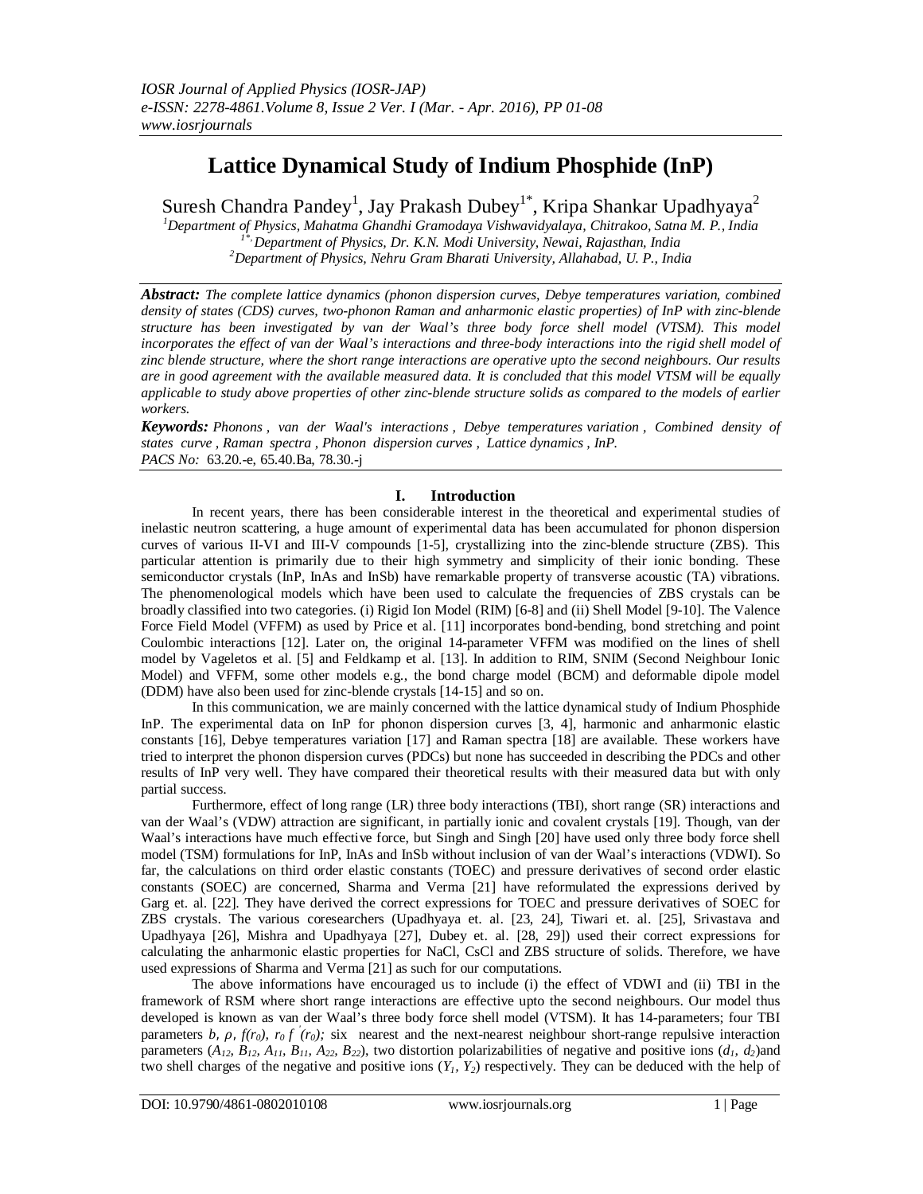# Lattice Dynamical Study of Indium Phosphide (InP)

Suresh Chandra Pandey[1], Jay Prakash Dubey[1*], Kripa Shankar Upadhyaya[2]

[1]*Department of Physics, Mahatma Ghandhi Gramodaya Vishwavidyalaya, Chitrakoo, Satna M. P., India*
[1*] *Department of Physics, Dr. K.N. Modi University, Newai, Rajasthan, India*
[2]*Department of Physics, Nehru Gram Bharati University, Allahabad, U. P., India*

***Abstract:*** *The complete lattice dynamics (phonon dispersion curves, Debye temperatures variation, combined density of states (CDS) curves, two-phonon Raman and anharmonic elastic properties) of InP with zinc-blende structure has been investigated by van der Waal's three body force shell model (VTSM). This model incorporates the effect of van der Waal's interactions and three-body interactions into the rigid shell model of zinc blende structure, where the short range interactions are operative upto the second neighbours. Our results are in good agreement with the available measured data. It is concluded that this model VTSM will be equally applicable to study above properties of other zinc-blende structure solids as compared to the models of earlier workers.*

***Keywords:*** *Phonons , van der Waal's interactions , Debye temperatures variation , Combined density of states curve , Raman spectra , Phonon dispersion curves , Lattice dynamics , InP.*
*PACS No:* 63.20.-e, 65.40.Ba, 78.30.-j

## I. Introduction

In recent years, there has been considerable interest in the theoretical and experimental studies of inelastic neutron scattering, a huge amount of experimental data has been accumulated for phonon dispersion curves of various II-VI and III-V compounds [1-5], crystallizing into the zinc-blende structure (ZBS). This particular attention is primarily due to their high symmetry and simplicity of their ionic bonding. These semiconductor crystals (InP, InAs and InSb) have remarkable property of transverse acoustic (TA) vibrations. The phenomenological models which have been used to calculate the frequencies of ZBS crystals can be broadly classified into two categories. (i) Rigid Ion Model (RIM) [6-8] and (ii) Shell Model [9-10]. The Valence Force Field Model (VFFM) as used by Price et al. [11] incorporates bond-bending, bond stretching and point Coulombic interactions [12]. Later on, the original 14-parameter VFFM was modified on the lines of shell model by Vageletos et al. [5] and Feldkamp et al. [13]. In addition to RIM, SNIM (Second Neighbour Ionic Model) and VFFM, some other models e.g., the bond charge model (BCM) and deformable dipole model (DDM) have also been used for zinc-blende crystals [14-15] and so on.

In this communication, we are mainly concerned with the lattice dynamical study of Indium Phosphide InP. The experimental data on InP for phonon dispersion curves [3, 4], harmonic and anharmonic elastic constants [16], Debye temperatures variation [17] and Raman spectra [18] are available. These workers have tried to interpret the phonon dispersion curves (PDCs) but none has succeeded in describing the PDCs and other results of InP very well. They have compared their theoretical results with their measured data but with only partial success.

Furthermore, effect of long range (LR) three body interactions (TBI), short range (SR) interactions and van der Waal's (VDW) attraction are significant, in partially ionic and covalent crystals [19]. Though, van der Waal's interactions have much effective force, but Singh and Singh [20] have used only three body force shell model (TSM) formulations for InP, InAs and InSb without inclusion of van der Waal's interactions (VDWI). So far, the calculations on third order elastic constants (TOEC) and pressure derivatives of second order elastic constants (SOEC) are concerned, Sharma and Verma [21] have reformulated the expressions derived by Garg et. al. [22]. They have derived the correct expressions for TOEC and pressure derivatives of SOEC for ZBS crystals. The various coresearchers (Upadhyaya et. al. [23, 24], Tiwari et. al. [25], Srivastava and Upadhyaya [26], Mishra and Upadhyaya [27], Dubey et. al. [28, 29]) used their correct expressions for calculating the anharmonic elastic properties for NaCl, CsCl and ZBS structure of solids. Therefore, we have used expressions of Sharma and Verma [21] as such for our computations.

The above informations have encouraged us to include (i) the effect of VDWI and (ii) TBI in the framework of RSM where short range interactions are effective upto the second neighbours. Our model thus developed is known as van der Waal's three body force shell model (VTSM). It has 14-parameters; four TBI parameters $b$, $\rho$, $f(r_0)$, $r_0 f'(r_0)$; six nearest and the next-nearest neighbour short-range repulsive interaction parameters ($A_{12}$, $B_{12}$, $A_{11}$, $B_{11}$, $A_{22}$, $B_{22}$), two distortion polarizabilities of negative and positive ions ($d_1$, $d_2$) and two shell charges of the negative and positive ions ($Y_1$, $Y_2$) respectively. They can be deduced with the help of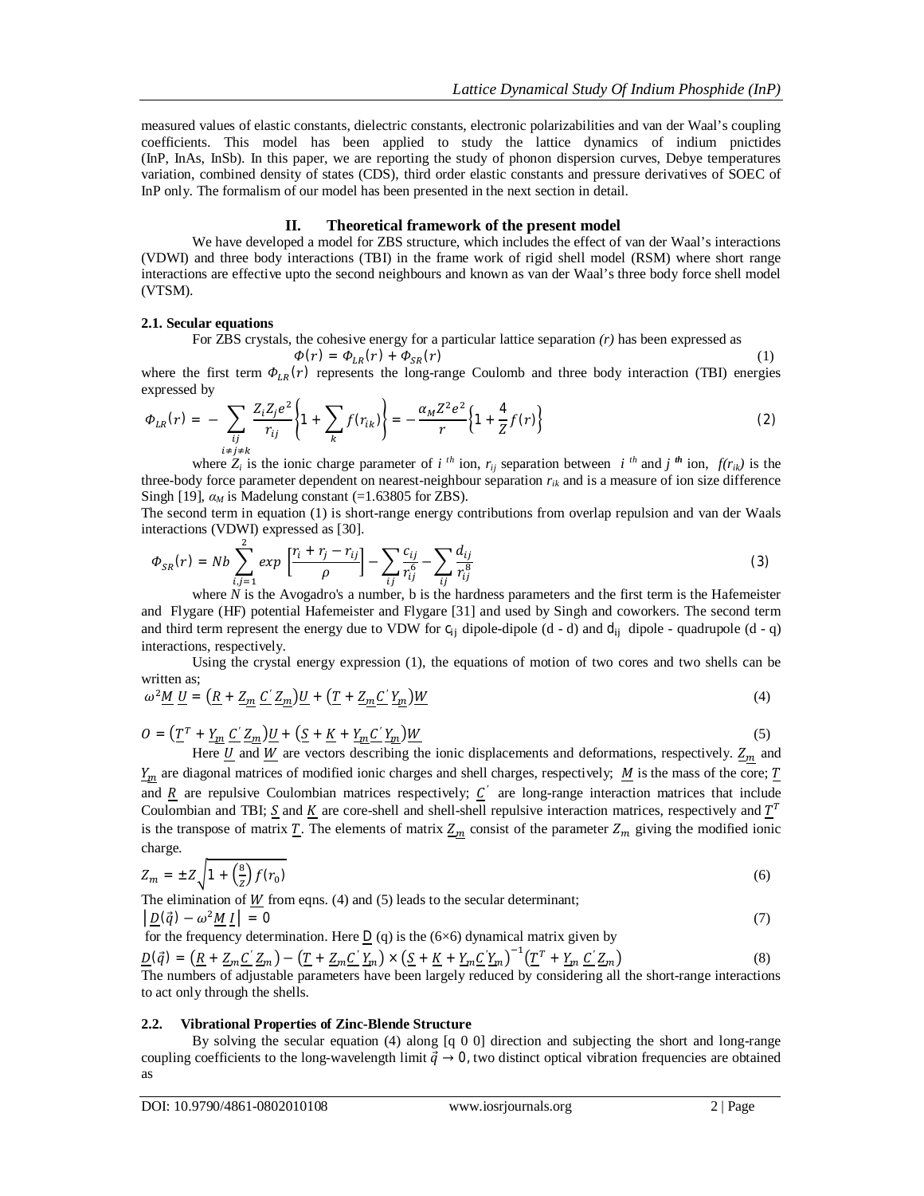measured values of elastic constants, dielectric constants, electronic polarizabilities and van der Waal's coupling coefficients. This model has been applied to study the lattice dynamics of indium pnictides (InP, InAs, InSb). In this paper, we are reporting the study of phonon dispersion curves, Debye temperatures variation, combined density of states (CDS), third order elastic constants and pressure derivatives of SOEC of InP only. The formalism of our model has been presented in the next section in detail.

## II. Theoretical framework of the present model

We have developed a model for ZBS structure, which includes the effect of van der Waal's interactions (VDWI) and three body interactions (TBI) in the frame work of rigid shell model (RSM) where short range interactions are effective upto the second neighbours and known as van der Waal's three body force shell model (VTSM).

### 2.1. Secular equations

For ZBS crystals, the cohesive energy for a particular lattice separation *(r)* has been expressed as

$$\Phi(r) = \Phi_{LR}(r) + \Phi_{SR}(r) \tag{1}$$

where the first term $\Phi_{LR}(r)$ represents the long-range Coulomb and three body interaction (TBI) energies expressed by

$$\Phi_{LR}(r) = -\sum_{\substack{ij \\ i\neq j\neq k}} \frac{Z_i Z_j e^2}{r_{ij}} \left\{1 + \sum_k f(r_{ik})\right\} = -\frac{\alpha_M Z^2 e^2}{r}\left\{1 + \frac{4}{Z} f(r)\right\} \tag{2}$$

where $Z_i$ is the ionic charge parameter of $i^{th}$ ion, $r_{ij}$ separation between $i^{th}$ and $j^{th}$ ion, $f(r_{ik})$ is the three-body force parameter dependent on nearest-neighbour separation $r_{ik}$ and is a measure of ion size difference Singh [19], $\alpha_M$ is Madelung constant (=1.63805 for ZBS).

The second term in equation (1) is short-range energy contributions from overlap repulsion and van der Waals interactions (VDWI) expressed as [30].

$$\Phi_{SR}(r) = Nb\sum_{i,j=1}^{2} exp\left[\frac{r_i + r_j - r_{ij}}{\rho}\right] - \sum_{ij}\frac{c_{ij}}{r_{ij}^6} - \sum_{ij}\frac{d_{ij}}{r_{ij}^8} \tag{3}$$

where *N* is the Avogadro's a number, b is the hardness parameters and the first term is the Hafemeister and Flygare (HF) potential Hafemeister and Flygare [31] and used by Singh and coworkers. The second term and third term represent the energy due to VDW for $c_{ij}$ dipole-dipole (d - d) and $d_{ij}$ dipole - quadrupole (d - q) interactions, respectively.

Using the crystal energy expression (1), the equations of motion of two cores and two shells can be written as;

$$\omega^2 \underline{M}\ \underline{U} = \left(\underline{R} + \underline{Z_m}\ \underline{C}'\ \underline{Z_m}\right)\underline{U} + \left(\underline{T} + \underline{Z_m}\underline{C}'\ \underline{Y_m}\right)\underline{W} \tag{4}$$

$$0 = \left(\underline{T}^T + \underline{Y_m}\ \underline{C}'\ \underline{Z_m}\right)\underline{U} + \left(\underline{S} + \underline{K} + \underline{Y_m}\underline{C}'\ \underline{Y_m}\right)\underline{W} \tag{5}$$

Here $\underline{U}$ and $\underline{W}$ are vectors describing the ionic displacements and deformations, respectively. $\underline{Z_m}$ and $\underline{Y_m}$ are diagonal matrices of modified ionic charges and shell charges, respectively; $\underline{M}$ is the mass of the core; $\underline{T}$ and $\underline{R}$ are repulsive Coulombian matrices respectively; $\underline{C}'$ are long-range interaction matrices that include Coulombian and TBI; $\underline{S}$ and $\underline{K}$ are core-shell and shell-shell repulsive interaction matrices, respectively and $\underline{T}^T$ is the transpose of matrix $\underline{T}$. The elements of matrix $\underline{Z_m}$ consist of the parameter $Z_m$ giving the modified ionic charge.

$$Z_m = \pm Z\sqrt{1 + \left(\frac{8}{Z}\right) f(r_0)} \tag{6}$$

The elimination of $\underline{W}$ from eqns. (4) and (5) leads to the secular determinant;

$$\left|\underline{D}(\vec{q}) - \omega^2 \underline{M}\ \underline{I}\right| = 0 \tag{7}$$

for the frequency determination. Here $\underline{D}$ (q) is the (6×6) dynamical matrix given by

$$\underline{D}(\vec{q}) = \left(\underline{R} + \underline{Z_m}\underline{C}'\ \underline{Z_m}\right) - \left(\underline{T} + \underline{Z_m}\underline{C}'\ \underline{Y_m}\right) \times \left(\underline{S} + \underline{K} + \underline{Y_m}\underline{C}'\underline{Y_m}\right)^{-1}\left(\underline{T}^T + \underline{Y_m}\ \underline{C}'\ \underline{Z_m}\right) \tag{8}$$

The numbers of adjustable parameters have been largely reduced by considering all the short-range interactions to act only through the shells.

### 2.2. Vibrational Properties of Zinc-Blende Structure

By solving the secular equation (4) along [q 0 0] direction and subjecting the short and long-range coupling coefficients to the long-wavelength limit $\vec{q} \rightarrow 0$, two distinct optical vibration frequencies are obtained as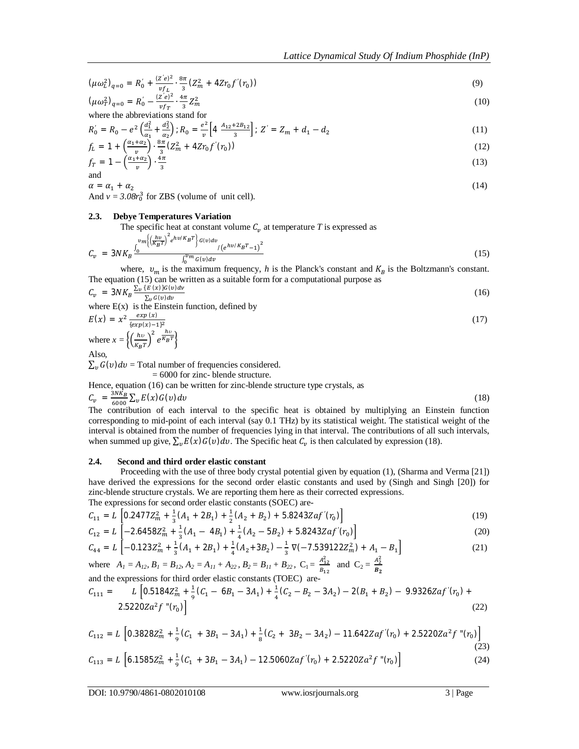$$(\mu\omega_L^2)_{q=0} = R_0' + \frac{(Z'e)^2}{vf_L} \cdot \frac{8\pi}{3}(Z_m^2 + 4Zr_0 f'(r_0)) \tag{9}$$

$$(\mu\omega_T^2)_{q=0} = R_0' - \frac{(Z'e)^2}{vf_T} \cdot \frac{4\pi}{3} Z_m^2 \tag{10}$$

where the abbreviations stand for

$$R_0' = R_0 - e^2\left(\frac{d_1^2}{\alpha_1} + \frac{d_2^2}{\alpha_2}\right); R_0 = \frac{e^2}{v}\left[4\ \frac{A_{12}+2B_{12}}{3}\right];\ Z' = Z_m + d_1 - d_2 \tag{11}$$

$$f_L = 1 + \left(\frac{\alpha_1+\alpha_2}{v}\right) \cdot \frac{8\pi}{3}(Z_m^2 + 4Zr_0 f'(r_0)) \tag{12}$$

$$f_T = 1 - \left(\frac{\alpha_1+\alpha_2}{v}\right) \cdot \frac{4\pi}{3} \tag{13}$$

and

$$\alpha = \alpha_1 + \alpha_2 \tag{14}$$

And $v = 3.08r_0^3$ for ZBS (volume of unit cell).

### 2.3. Debye Temperatures Variation

The specific heat at constant volume $C_v$ at temperature $T$ is expressed as

$$C_v = 3NK_B \frac{\int_0^{v_m}\left\{\left(\frac{hv}{K_BT}\right)^2 e^{hv/K_BT}\right\} G(v)dv \Big/ \left(e^{hv/K_BT}-1\right)^2}{\int_0^{v_m} G(v)dv} \tag{15}$$

where, $v_m$ is the maximum frequency, $h$ is the Planck's constant and $K_B$ is the Boltzmann's constant. The equation (15) can be written as a suitable form for a computational purpose as

$$C_v = 3NK_B \frac{\sum_v \{E(x)\}G(v)dv}{\sum_v G(v)dv} \tag{16}$$

where E(x) is the Einstein function, defined by

$$E(x) = x^2 \frac{exp(x)}{\{exp(x)-1\}^2} \tag{17}$$

where $x = \left\{\left(\frac{hv}{K_BT}\right)^2 e^{\frac{hv}{K_BT}}\right\}$

Also,

$\sum_v G(v)dv$ = Total number of frequencies considered.

= 6000 for zinc- blende structure.

Hence, equation (16) can be written for zinc-blende structure type crystals, as

$$C_v = \frac{3NK_B}{6000}\sum_v E(x)G(v)dv \tag{18}$$

The contribution of each interval to the specific heat is obtained by multiplying an Einstein function corresponding to mid-point of each interval (say 0.1 THz) by its statistical weight. The statistical weight of the interval is obtained from the number of frequencies lying in that interval. The contributions of all such intervals, when summed up give, $\sum_v E(x)G(v)dv$. The Specific heat $C_v$ is then calculated by expression (18).

### 2.4. Second and third order elastic constant

Proceeding with the use of three body crystal potential given by equation (1), (Sharma and Verma [21]) have derived the expressions for the second order elastic constants and used by (Singh and Singh [20]) for zinc-blende structure crystals. We are reporting them here as their corrected expressions.

The expressions for second order elastic constants (SOEC) are-

$$C_{11} = L\left[0.2477Z_m^2 + \frac{1}{3}(A_1 + 2B_1) + \frac{1}{2}(A_2 + B_2) + 5.8243Zaf'(r_0)\right] \tag{19}$$

$$C_{12} = L\left[-2.6458Z_m^2 + \frac{1}{3}(A_1 - 4B_1) + \frac{1}{4}(A_2 - 5B_2) + 5.8243Zaf'(r_0)\right] \tag{20}$$

$$C_{44} = L\left[-0.123Z_m^2 + \frac{1}{3}(A_1 + 2B_1) + \frac{1}{4}(A_2+3B_2) - \frac{1}{3}\nabla(-7.539122Z_m^2) + A_1 - B_1\right] \tag{21}$$

where $A_1 = A_{12}$, $B_1 = B_{12}$, $A_2 = A_{11} + A_{22}$, $B_2 = B_{11} + B_{22}$, $C_1 = \frac{A_{12}^2}{B_{12}}$ and $C_2 = \frac{A_2^2}{B_2}$

and the expressions for third order elastic constants (TOEC) are-

$$C_{111} = L\left[0.5184Z_m^2 + \frac{1}{9}(C_1 - 6B_1 - 3A_1) + \frac{1}{4}(C_2 - B_2 - 3A_2) - 2(B_1 + B_2) - 9.9326Zaf'(r_0) + 2.5220Za^2f''(r_0)\right] \tag{22}$$

$$C_{112} = L\left[0.3828Z_m^2 + \frac{1}{9}(C_1 + 3B_1 - 3A_1) + \frac{1}{8}(C_2 + 3B_2 - 3A_2) - 11.642Zaf'(r_0) + 2.5220Za^2f''(r_0)\right] \tag{23}$$

$$C_{113} = L\left[6.1585Z_m^2 + \frac{1}{9}(C_1 + 3B_1 - 3A_1) - 12.5060Zaf'(r_0) + 2.5220Za^2f''(r_0)\right] \tag{24}$$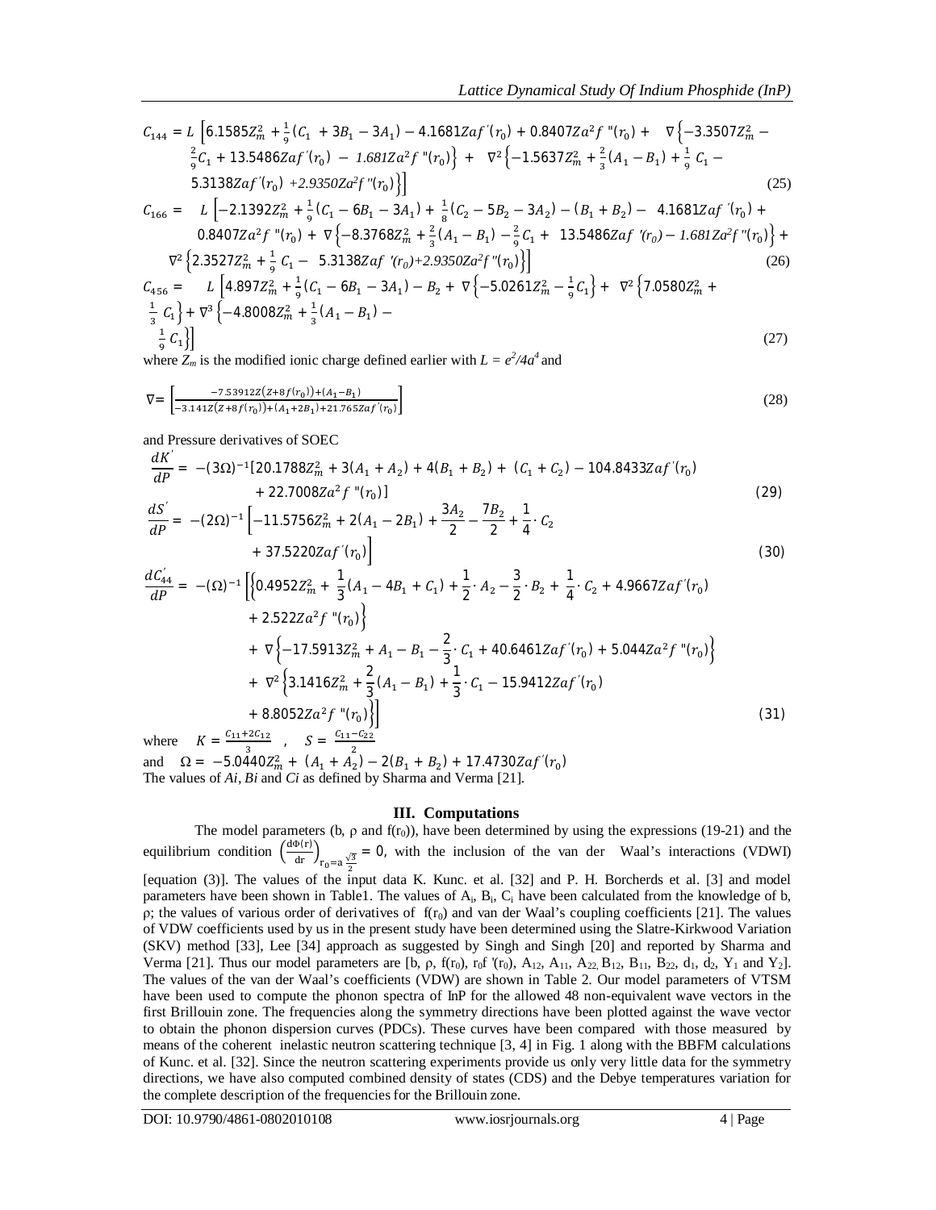$$C_{144} = L\left[6.1585Z_m^2 + \frac{1}{9}(C_1 + 3B_1 - 3A_1) - 4.1681Zaf'(r_0) + 0.8407Za^2f''(r_0) + \nabla\left\{-3.3507Z_m^2 - \frac{2}{9}C_1 + 13.5486Zaf'(r_0) - 1.681Za^2f''(r_0)\right\} + \nabla^2\left\{-1.5637Z_m^2 + \frac{2}{3}(A_1 - B_1) + \frac{1}{9}C_1 - 5.3138Zaf'(r_0) + 2.9350Za^2f''(r_0)\right\}\right] \quad (25)$$

$$C_{166} = L\left[-2.1392Z_m^2 + \frac{1}{9}(C_1 - 6B_1 - 3A_1) + \frac{1}{8}(C_2 - 5B_2 - 3A_2) - (B_1 + B_2) - 4.1681Zaf'(r_0) + 0.8407Za^2f''(r_0) + \nabla\left\{-8.3768Z_m^2 + \frac{2}{3}(A_1 - B_1) - \frac{2}{9}C_1 + 13.5486Zaf'(r_0) - 1.681Za^2f''(r_0)\right\} + \nabla^2\left\{2.3527Z_m^2 + \frac{1}{9}C_1 - 5.3138Zaf'(r_0) + 2.9350Za^2f''(r_0)\right\}\right] \quad (26)$$

$$C_{456} = L\left[4.897Z_m^2 + \frac{1}{9}(C_1 - 6B_1 - 3A_1) - B_2 + \nabla\left\{-5.0261Z_m^2 - \frac{1}{9}C_1\right\} + \nabla^2\left\{7.0580Z_m^2 + \frac{1}{3}C_1\right\} + \nabla^3\left\{-4.8008Z_m^2 + \frac{1}{3}(A_1 - B_1) - \frac{1}{9}C_1\right\}\right] \quad (27)$$

where $Z_m$ is the modified ionic charge defined earlier with $L = e^2/4a^4$ and

$$\nabla = \left[\frac{-7.53912Z(Z + 8f(r_0)) + (A_1 - B_1)}{-3.141Z(Z + 8f(r_0)) + (A_1 + 2B_1) + 21.765Zaf'(r_0)}\right] \quad (28)$$

and Pressure derivatives of SOEC

$$\frac{dK'}{dP} = -(3\Omega)^{-1}[20.1788Z_m^2 + 3(A_1 + A_2) + 4(B_1 + B_2) + (C_1 + C_2) - 104.8433Zaf'(r_0) + 22.7008Za^2f''(r_0)] \quad (29)$$

$$\frac{dS'}{dP} = -(2\Omega)^{-1}\left[-11.5756Z_m^2 + 2(A_1 - 2B_1) + \frac{3A_2}{2} - \frac{7B_2}{2} + \frac{1}{4}\cdot C_2 + 37.5220Zaf'(r_0)\right] \quad (30)$$

$$\frac{dC'_{44}}{dP} = -(\Omega)^{-1}\left[\left\{0.4952Z_m^2 + \frac{1}{3}(A_1 - 4B_1 + C_1) + \frac{1}{2}\cdot A_2 - \frac{3}{2}\cdot B_2 + \frac{1}{4}\cdot C_2 + 4.9667Zaf'(r_0) + 2.522Za^2f''(r_0)\right\} + \nabla\left\{-17.5913Z_m^2 + A_1 - B_1 - \frac{2}{3}\cdot C_1 + 40.6461Zaf'(r_0) + 5.044Za^2f''(r_0)\right\} + \nabla^2\left\{3.1416Z_m^2 + \frac{2}{3}(A_1 - B_1) + \frac{1}{3}\cdot C_1 - 15.9412Zaf'(r_0) + 8.8052Za^2f''(r_0)\right\}\right] \quad (31)$$

where $K = \frac{C_{11} + 2C_{12}}{3}$ , $S = \frac{C_{11} - C_{22}}{2}$

and $\Omega = -5.0440Z_m^2 + (A_1 + A_2) - 2(B_1 + B_2) + 17.4730Zaf'(r_0)$

The values of $Ai$, $Bi$ and $Ci$ as defined by Sharma and Verma [21].

## III. Computations

The model parameters (b, ρ and $f(r_0)$), have been determined by using the expressions (19-21) and the equilibrium condition $\left(\frac{d\Phi(r)}{dr}\right)_{r_0 = a\frac{\sqrt{3}}{2}} = 0$, with the inclusion of the van der Waal's interactions (VDWI) [equation (3)]. The values of the input data K. Kunc. et al. [32] and P. H. Borcherds et al. [3] and model parameters have been shown in Table1. The values of $A_i$, $B_i$, $C_i$ have been calculated from the knowledge of b, ρ; the values of various order of derivatives of $f(r_0)$ and van der Waal's coupling coefficients [21]. The values of VDW coefficients used by us in the present study have been determined using the Slatre-Kirkwood Variation (SKV) method [33], Lee [34] approach as suggested by Singh and Singh [20] and reported by Sharma and Verma [21]. Thus our model parameters are [b, ρ, $f(r_0)$, $r_0f'(r_0)$, $A_{12}$, $A_{11}$, $A_{22}$, $B_{12}$, $B_{11}$, $B_{22}$, $d_1$, $d_2$, $Y_1$ and $Y_2$]. The values of the van der Waal's coefficients (VDW) are shown in Table 2. Our model parameters of VTSM have been used to compute the phonon spectra of InP for the allowed 48 non-equivalent wave vectors in the first Brillouin zone. The frequencies along the symmetry directions have been plotted against the wave vector to obtain the phonon dispersion curves (PDCs). These curves have been compared with those measured by means of the coherent inelastic neutron scattering technique [3, 4] in Fig. 1 along with the BBFM calculations of Kunc. et al. [32]. Since the neutron scattering experiments provide us only very little data for the symmetry directions, we have also computed combined density of states (CDS) and the Debye temperatures variation for the complete description of the frequencies for the Brillouin zone.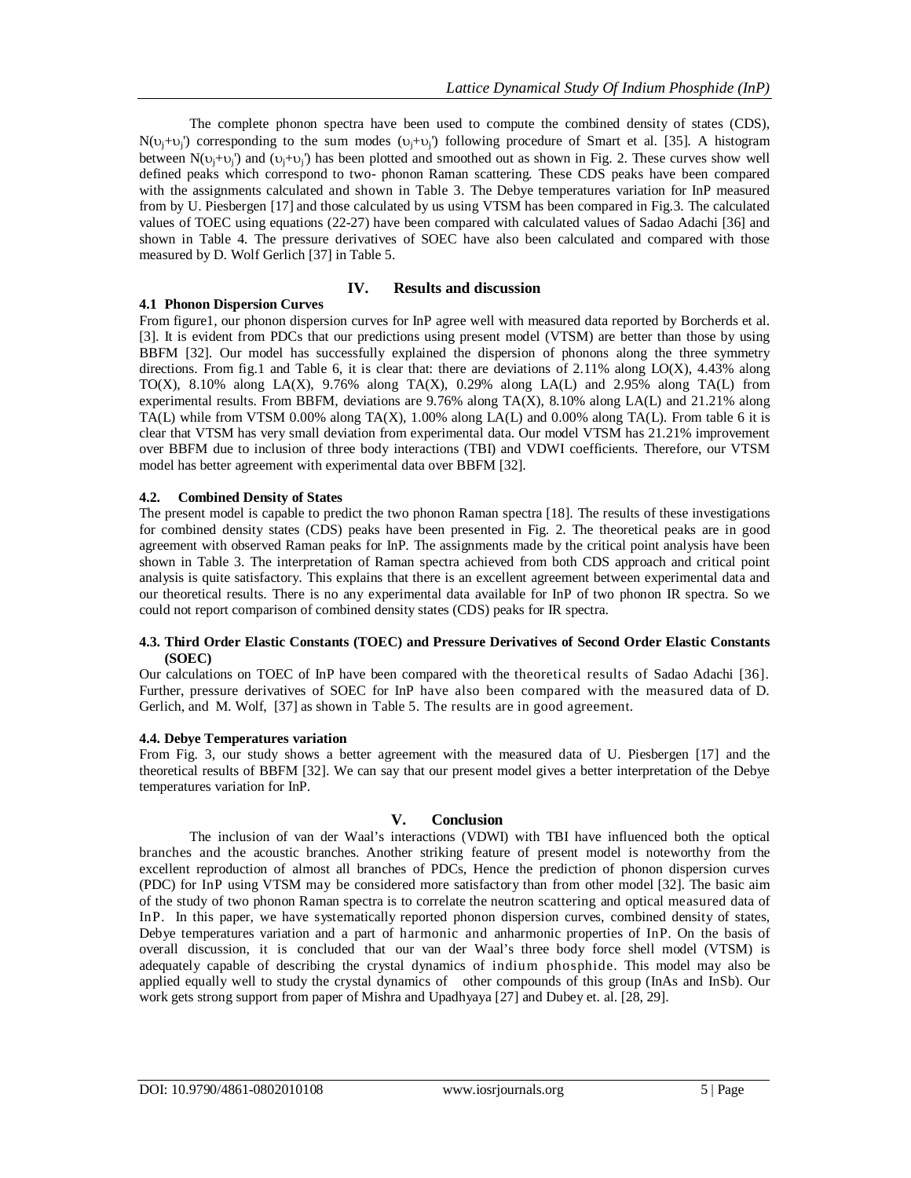The complete phonon spectra have been used to compute the combined density of states (CDS), $N(\upsilon_j+\upsilon_j')$ corresponding to the sum modes $(\upsilon_j+\upsilon_j')$ following procedure of Smart et al. [35]. A histogram between $N(\upsilon_j+\upsilon_j')$ and $(\upsilon_j+\upsilon_j')$ has been plotted and smoothed out as shown in Fig. 2. These curves show well defined peaks which correspond to two- phonon Raman scattering. These CDS peaks have been compared with the assignments calculated and shown in Table 3. The Debye temperatures variation for InP measured from by U. Piesbergen [17] and those calculated by us using VTSM has been compared in Fig.3. The calculated values of TOEC using equations (22-27) have been compared with calculated values of Sadao Adachi [36] and shown in Table 4. The pressure derivatives of SOEC have also been calculated and compared with those measured by D. Wolf Gerlich [37] in Table 5.

## IV. Results and discussion

### 4.1 Phonon Dispersion Curves

From figure1, our phonon dispersion curves for InP agree well with measured data reported by Borcherds et al. [3]. It is evident from PDCs that our predictions using present model (VTSM) are better than those by using BBFM [32]. Our model has successfully explained the dispersion of phonons along the three symmetry directions. From fig.1 and Table 6, it is clear that: there are deviations of 2.11% along LO(X), 4.43% along TO(X), 8.10% along LA(X), 9.76% along TA(X), 0.29% along LA(L) and 2.95% along TA(L) from experimental results. From BBFM, deviations are 9.76% along TA(X), 8.10% along LA(L) and 21.21% along TA(L) while from VTSM 0.00% along TA(X), 1.00% along LA(L) and 0.00% along TA(L). From table 6 it is clear that VTSM has very small deviation from experimental data. Our model VTSM has 21.21% improvement over BBFM due to inclusion of three body interactions (TBI) and VDWI coefficients. Therefore, our VTSM model has better agreement with experimental data over BBFM [32].

### 4.2. Combined Density of States

The present model is capable to predict the two phonon Raman spectra [18]. The results of these investigations for combined density states (CDS) peaks have been presented in Fig. 2. The theoretical peaks are in good agreement with observed Raman peaks for InP. The assignments made by the critical point analysis have been shown in Table 3. The interpretation of Raman spectra achieved from both CDS approach and critical point analysis is quite satisfactory. This explains that there is an excellent agreement between experimental data and our theoretical results. There is no any experimental data available for InP of two phonon IR spectra. So we could not report comparison of combined density states (CDS) peaks for IR spectra.

### 4.3. Third Order Elastic Constants (TOEC) and Pressure Derivatives of Second Order Elastic Constants (SOEC)

Our calculations on TOEC of InP have been compared with the theoretical results of Sadao Adachi [36]. Further, pressure derivatives of SOEC for InP have also been compared with the measured data of D. Gerlich, and M. Wolf, [37] as shown in Table 5. The results are in good agreement.

### 4.4. Debye Temperatures variation

From Fig. 3, our study shows a better agreement with the measured data of U. Piesbergen [17] and the theoretical results of BBFM [32]. We can say that our present model gives a better interpretation of the Debye temperatures variation for InP.

## V. Conclusion

The inclusion of van der Waal's interactions (VDWI) with TBI have influenced both the optical branches and the acoustic branches. Another striking feature of present model is noteworthy from the excellent reproduction of almost all branches of PDCs, Hence the prediction of phonon dispersion curves (PDC) for InP using VTSM may be considered more satisfactory than from other model [32]. The basic aim of the study of two phonon Raman spectra is to correlate the neutron scattering and optical measured data of InP. In this paper, we have systematically reported phonon dispersion curves, combined density of states, Debye temperatures variation and a part of harmonic and anharmonic properties of InP. On the basis of overall discussion, it is concluded that our van der Waal's three body force shell model (VTSM) is adequately capable of describing the crystal dynamics of indium phosphide. This model may also be applied equally well to study the crystal dynamics of other compounds of this group (InAs and InSb). Our work gets strong support from paper of Mishra and Upadhyaya [27] and Dubey et. al. [28, 29].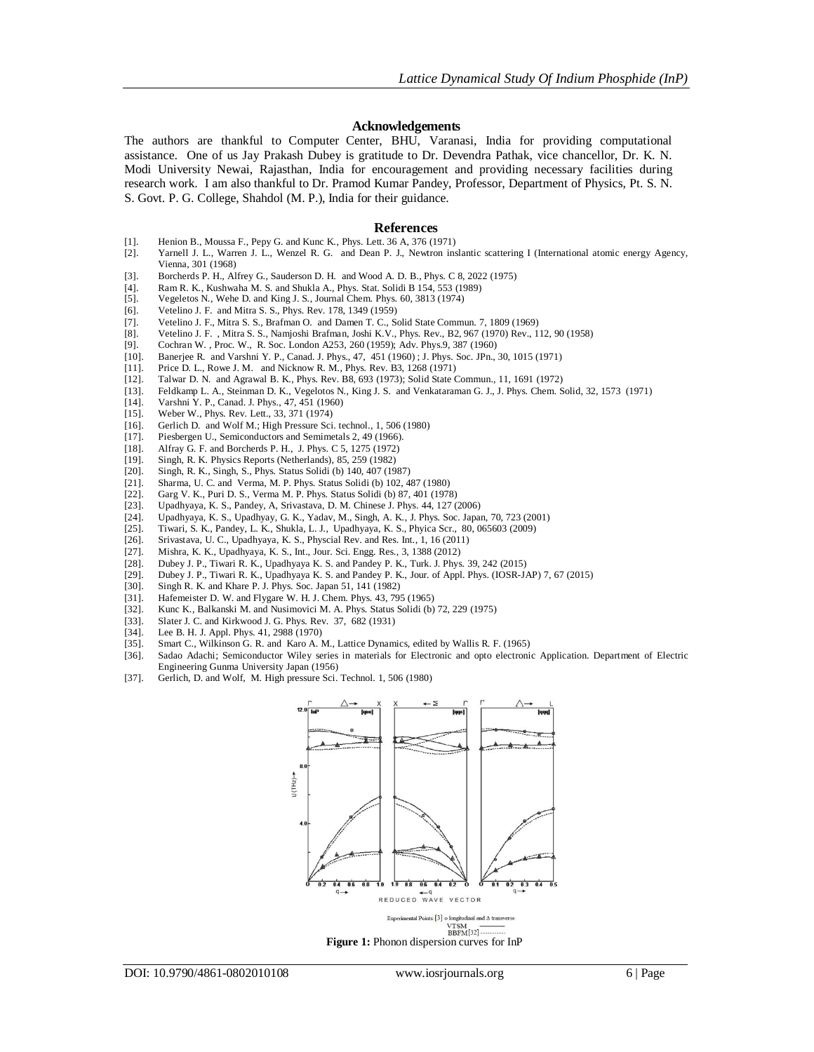## Acknowledgements

The authors are thankful to Computer Center, BHU, Varanasi, India for providing computational assistance. One of us Jay Prakash Dubey is gratitude to Dr. Devendra Pathak, vice chancellor, Dr. K. N. Modi University Newai, Rajasthan, India for encouragement and providing necessary facilities during research work. I am also thankful to Dr. Pramod Kumar Pandey, Professor, Department of Physics, Pt. S. N. S. Govt. P. G. College, Shahdol (M. P.), India for their guidance.

## References

[1]. Henion B., Moussa F., Pepy G. and Kunc K., Phys. Lett. 36 A, 376 (1971)
[2]. Yarnell J. L., Warren J. L., Wenzel R. G. and Dean P. J., Newtron inslantic scattering I (International atomic energy Agency, Vienna, 301 (1968)
[3]. Borcherds P. H., Alfrey G., Sauderson D. H. and Wood A. D. B., Phys. C 8, 2022 (1975)
[4]. Ram R. K., Kushwaha M. S. and Shukla A., Phys. Stat. Solidi B 154, 553 (1989)
[5]. Vegeletos N., Wehe D. and King J. S., Journal Chem. Phys. 60, 3813 (1974)
[6]. Vetelino J. F. and Mitra S. S., Phys. Rev. 178, 1349 (1959)
[7]. Vetelino J. F., Mitra S. S., Brafman O. and Damen T. C., Solid State Commun. 7, 1809 (1969)
[8]. Vetelino J. F. , Mitra S. S., Namjoshi Brafman, Joshi K.V., Phys. Rev., B2, 967 (1970) Rev., 112, 90 (1958)
[9]. Cochran W. , Proc. W., R. Soc. London A253, 260 (1959); Adv. Phys.9, 387 (1960)
[10]. Banerjee R. and Varshni Y. P., Canad. J. Phys., 47, 451 (1960) ; J. Phys. Soc. JPn., 30, 1015 (1971)
[11]. Price D. L., Rowe J. M. and Nicknow R. M., Phys. Rev. B3, 1268 (1971)
[12]. Talwar D. N. and Agrawal B. K., Phys. Rev. B8, 693 (1973); Solid State Commun., 11, 1691 (1972)
[13]. Feldkamp L. A., Steinman D. K., Vegelotos N., King J. S. and Venkataraman G. J., J. Phys. Chem. Solid, 32, 1573 (1971)
[14]. Varshni Y. P., Canad. J. Phys., 47, 451 (1960)
[15]. Weber W., Phys. Rev. Lett., 33, 371 (1974)
[16]. Gerlich D. and Wolf M.; High Pressure Sci. technol., 1, 506 (1980)
[17]. Piesbergen U., Semiconductors and Semimetals 2, 49 (1966).
[18]. Alfray G. F. and Borcherds P. H., J. Phys. C 5, 1275 (1972)
[19]. Singh, R. K. Physics Reports (Netherlands), 85, 259 (1982)
[20]. Singh, R. K., Singh, S., Phys. Status Solidi (b) 140, 407 (1987)
[21]. Sharma, U. C. and Verma, M. P. Phys. Status Solidi (b) 102, 487 (1980)
[22]. Garg V. K., Puri D. S., Verma M. P. Phys. Status Solidi (b) 87, 401 (1978)
[23]. Upadhyaya, K. S., Pandey, A, Srivastava, D. M. Chinese J. Phys. 44, 127 (2006)
[24]. Upadhyaya, K. S., Upadhyay, G. K., Yadav, M., Singh, A. K., J. Phys. Soc. Japan, 70, 723 (2001)
[25]. Tiwari, S. K., Pandey, L. K., Shukla, L. J., Upadhyaya, K. S., Phyica Scr., 80, 065603 (2009)
[26]. Srivastava, U. C., Upadhyaya, K. S., Physcial Rev. and Res. Int., 1, 16 (2011)
[27]. Mishra, K. K., Upadhyaya, K. S., Int., Jour. Sci. Engg. Res., 3, 1388 (2012)
[28]. Dubey J. P., Tiwari R. K., Upadhyaya K. S. and Pandey P. K., Turk. J. Phys. 39, 242 (2015)
[29]. Dubey J. P., Tiwari R. K., Upadhyaya K. S. and Pandey P. K., Jour. of Appl. Phys. (IOSR-JAP) 7, 67 (2015)
[30]. Singh R. K. and Khare P. J. Phys. Soc. Japan 51, 141 (1982)
[31]. Hafemeister D. W. and Flygare W. H. J. Chem. Phys. 43, 795 (1965)
[32]. Kunc K., Balkanski M. and Nusimovici M. A. Phys. Status Solidi (b) 72, 229 (1975)
[33]. Slater J. C. and Kirkwood J. G. Phys. Rev. 37, 682 (1931)
[34]. Lee B. H. J. Appl. Phys. 41, 2988 (1970)
[35]. Smart C., Wilkinson G. R. and Karo A. M., Lattice Dynamics, edited by Wallis R. F. (1965)
[36]. Sadao Adachi; Semiconductor Wiley series in materials for Electronic and opto electronic Application. Department of Electric Engineering Gunma University Japan (1956)
[37]. Gerlich, D. and Wolf, M. High pressure Sci. Technol. 1, 506 (1980)

Experimental Points: [3] o longitudinal and Δ transverse
VTSM ———
BBFM[32] - - - - - -

**Figure 1:** Phonon dispersion curves for InP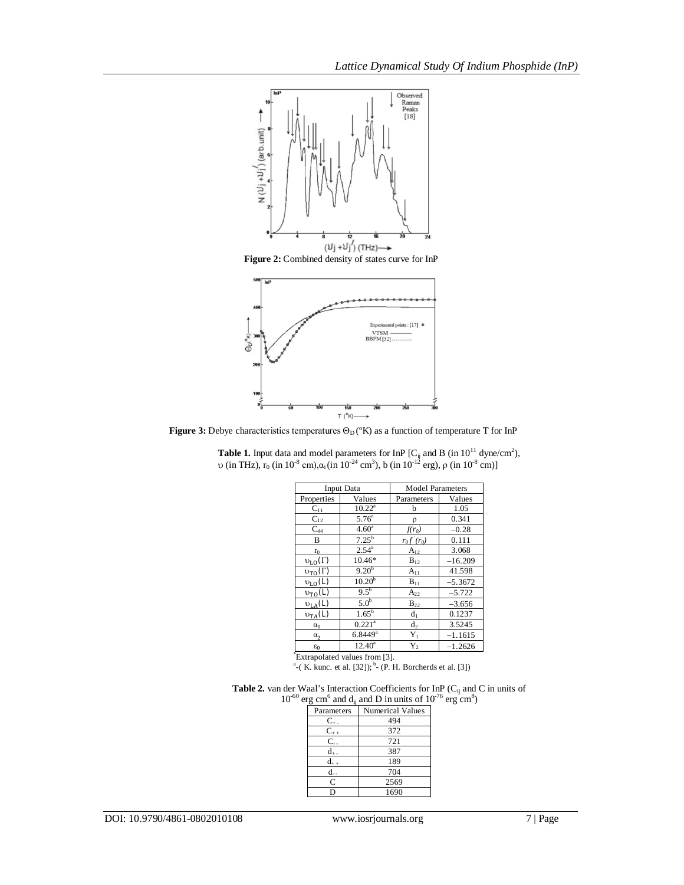**Figure 2:** Combined density of states curve for InP

**Figure 3:** Debye characteristics temperatures $\Theta_D$ (°K) as a function of temperature T for InP

**Table 1.** Input data and model parameters for InP [$C_{ij}$ and B (in $10^{11}$ dyne/cm$^2$), $\upsilon$ (in THz), $r_0$ (in $10^{-8}$ cm), $\alpha_i$ (in $10^{-24}$ cm$^3$), b (in $10^{-12}$ erg), $\rho$ (in $10^{-8}$ cm)]

| Input Data | | Model Parameters | |
|---|---|---|---|
| Properties | Values | Parameters | Values |
| $C_{11}$ | 10.22[a] | b | 1.05 |
| $C_{12}$ | 5.76[a] | $\rho$ | 0.341 |
| $C_{44}$ | 4.60[a] | $f(r_0)$ | –0.28 |
| B | 7.25[b] | $r_0 f'(r_0)$ | 0.111 |
| $r_0$ | 2.54[a] | $A_{12}$ | 3.068 |
| $\upsilon_{LO}(\Gamma)$ | 10.46* | $B_{12}$ | –16.209 |
| $\upsilon_{TO}(\Gamma)$ | 9.20[b] | $A_{11}$ | 41.598 |
| $\upsilon_{LO}(L)$ | 10.20[b] | $B_{11}$ | –5.3672 |
| $\upsilon_{TO}(L)$ | 9.5[b] | $A_{22}$ | –5.722 |
| $\upsilon_{LA}(L)$ | 5.0[b] | $B_{22}$ | –3.656 |
| $\upsilon_{TA}(L)$ | 1.65[b] | $d_1$ | 0.1237 |
| $\alpha_1$ | 0.221[a] | $d_2$ | 3.5245 |
| $\alpha_2$ | 6.8449[a] | $Y_1$ | –1.1615 |
| $\varepsilon_0$ | 12.40[a] | $Y_2$ | –1.2626 |

*Extrapolated values from [3].
[a]-( K. kunc. et al. [32]); [b]- (P. H. Borcherds et al. [3])

**Table 2.** van der Waal's Interaction Coefficients for InP ($C_{ij}$ and C in units of $10^{-60}$ erg cm$^6$ and $d_{ij}$ and D in units of $10^{-76}$ erg cm$^8$)

| Parameters | Numerical Values |
|---|---|
| $C_{+-}$ | 494 |
| $C_{++}$ | 372 |
| $C_{--}$ | 721 |
| $d_{+-}$ | 387 |
| $d_{++}$ | 189 |
| $d_{--}$ | 704 |
| C | 2569 |
| D | 1690 |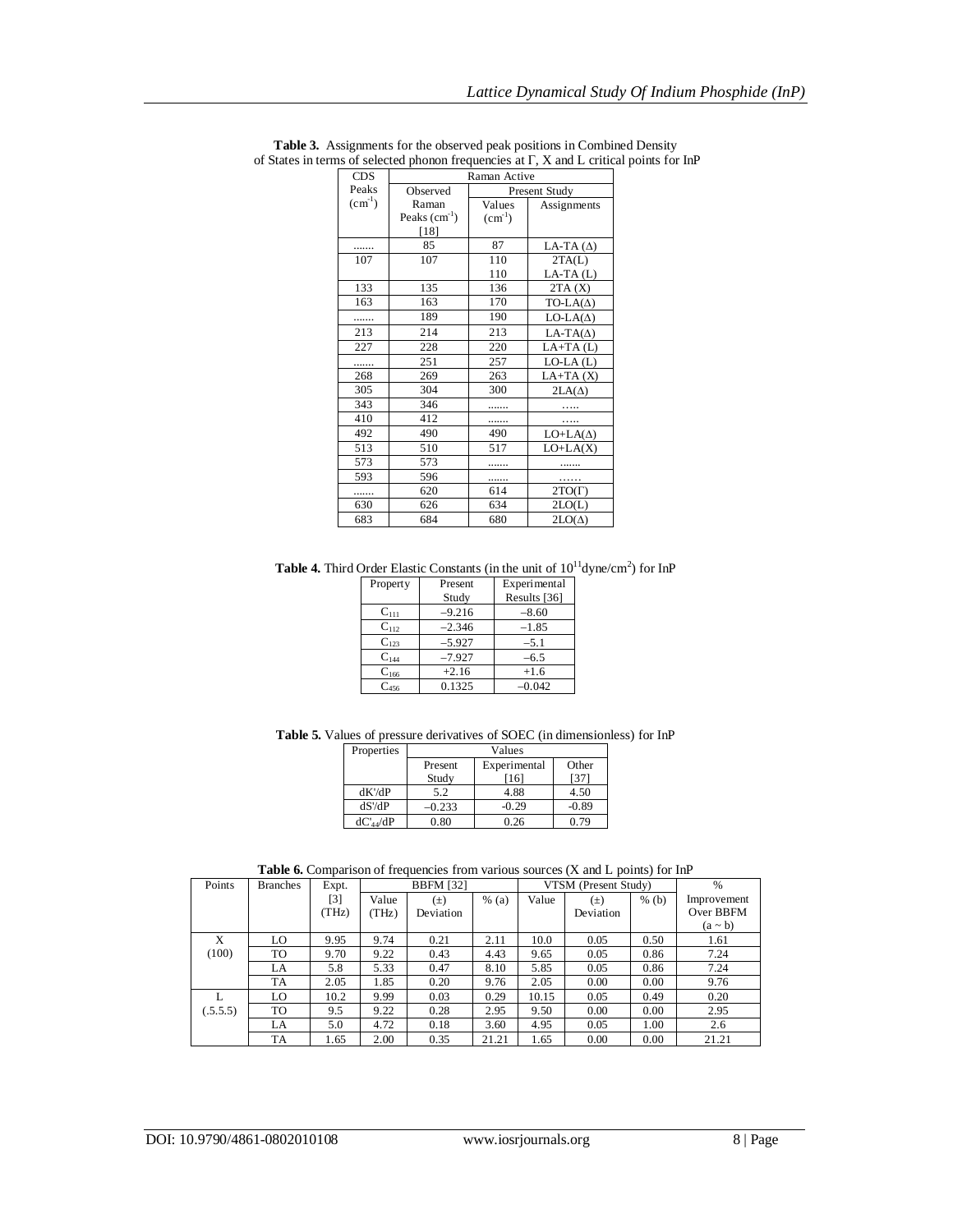**Table 3.** Assignments for the observed peak positions in Combined Density of States in terms of selected phonon frequencies at Γ, X and L critical points for InP

| CDS Peaks ($cm^{-1}$) | Raman Active | | |
|---|---|---|---|
| | Observed Raman Peaks ($cm^{-1}$) [18] | Present Study | |
| | | Values ($cm^{-1}$) | Assignments |
| ....... | 85 | 87 | LA-TA (Δ) |
| 107 | 107 | 110<br>110 | 2TA(L)<br>LA-TA (L) |
| 133 | 135 | 136 | 2TA (X) |
| 163 | 163 | 170 | TO-LA(Δ) |
| ....... | 189 | 190 | LO-LA(Δ) |
| 213 | 214 | 213 | LA-TA(Δ) |
| 227 | 228 | 220 | LA+TA (L) |
| ....... | 251 | 257 | LO-LA (L) |
| 268 | 269 | 263 | LA+TA (X) |
| 305 | 304 | 300 | 2LA(Δ) |
| 343 | 346 | ....... | ….. |
| 410 | 412 | ....... | ….. |
| 492 | 490 | 490 | LO+LA(Δ) |
| 513 | 510 | 517 | LO+LA(X) |
| 573 | 573 | ....... | ....... |
| 593 | 596 | ....... | …… |
| ....... | 620 | 614 | 2TO(Γ) |
| 630 | 626 | 634 | 2LO(L) |
| 683 | 684 | 680 | 2LO(Δ) |

**Table 4.** Third Order Elastic Constants (in the unit of $10^{11}$dyne/$cm^2$) for InP

| Property | Present Study | Experimental Results [36] |
|---|---|---|
| $C_{111}$ | –9.216 | –8.60 |
| $C_{112}$ | –2.346 | –1.85 |
| $C_{123}$ | –5.927 | –5.1 |
| $C_{144}$ | –7.927 | –6.5 |
| $C_{166}$ | +2.16 | +1.6 |
| $C_{456}$ | 0.1325 | –0.042 |

**Table 5.** Values of pressure derivatives of SOEC (in dimensionless) for InP

| Properties | Values | | |
|---|---|---|---|
| | Present Study | Experimental [16] | Other [37] |
| dK'/dP | 5.2 | 4.88 | 4.50 |
| dS'/dP | –0.233 | -0.29 | -0.89 |
| $dC'_{44}/dP$ | 0.80 | 0.26 | 0.79 |

**Table 6.** Comparison of frequencies from various sources (X and L points) for InP

| Points | Branches | Expt. [3] (THz) | BBFM [32] | | | VTSM (Present Study) | | | % Improvement Over BBFM (a ~ b) |
|---|---|---|---|---|---|---|---|---|---|
| | | | Value (THz) | (±) Deviation | % (a) | Value | (±) Deviation | % (b) | |
| X (100) | LO | 9.95 | 9.74 | 0.21 | 2.11 | 10.0 | 0.05 | 0.50 | 1.61 |
| | TO | 9.70 | 9.22 | 0.43 | 4.43 | 9.65 | 0.05 | 0.86 | 7.24 |
| | LA | 5.8 | 5.33 | 0.47 | 8.10 | 5.85 | 0.05 | 0.86 | 7.24 |
| | TA | 2.05 | 1.85 | 0.20 | 9.76 | 2.05 | 0.00 | 0.00 | 9.76 |
| L (.5.5.5) | LO | 10.2 | 9.99 | 0.03 | 0.29 | 10.15 | 0.05 | 0.49 | 0.20 |
| | TO | 9.5 | 9.22 | 0.28 | 2.95 | 9.50 | 0.00 | 0.00 | 2.95 |
| | LA | 5.0 | 4.72 | 0.18 | 3.60 | 4.95 | 0.05 | 1.00 | 2.6 |
| | TA | 1.65 | 2.00 | 0.35 | 21.21 | 1.65 | 0.00 | 0.00 | 21.21 |